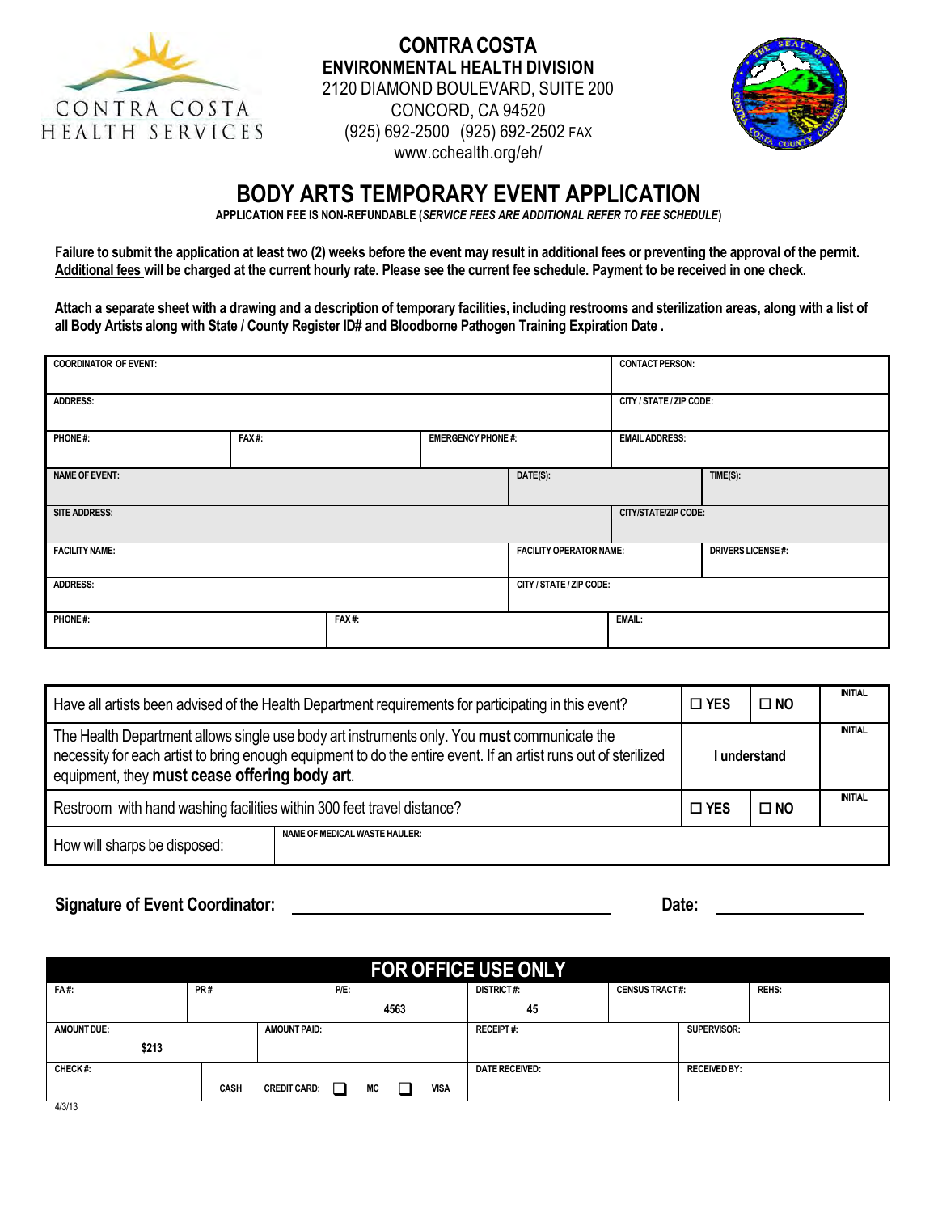CONTRA COSTA HEALTH SERVICES

**CONTRA COSTA**
**ENVIRONMENTAL HEALTH DIVISION**
2120 DIAMOND BOULEVARD, SUITE 200
CONCORD, CA 94520
(925) 692-2500 (925) 692-2502 FAX
www.cchealth.org/eh/

# BODY ARTS TEMPORARY EVENT APPLICATION

**APPLICATION FEE IS NON-REFUNDABLE (*SERVICE FEES ARE ADDITIONAL REFER TO FEE SCHEDULE*)**

**Failure to submit the application at least two (2) weeks before the event may result in additional fees or preventing the approval of the permit. Additional fees will be charged at the current hourly rate. Please see the current fee schedule. Payment to be received in one check.**

**Attach a separate sheet with a drawing and a description of temporary facilities, including restrooms and sterilization areas, along with a list of all Body Artists along with State / County Register ID# and Bloodborne Pathogen Training Expiration Date .**

| COORDINATOR OF EVENT: | | | CONTACT PERSON: |
|---|---|---|---|
| ADDRESS: | | | CITY / STATE / ZIP CODE: |
| PHONE #: | FAX #: | EMERGENCY PHONE #: | EMAIL ADDRESS: |

| NAME OF EVENT: | DATE(S): | TIME(S): |
|---|---|---|
| SITE ADDRESS: | CITY/STATE/ZIP CODE: | |
| FACILITY NAME: | FACILITY OPERATOR NAME: | DRIVERS LICENSE #: |
| ADDRESS: | CITY / STATE / ZIP CODE: | |

| PHONE #: | FAX #: | EMAIL: |
|---|---|---|
| | | |

| | | | INITIAL |
|---|---|---|---|
| Have all artists been advised of the Health Department requirements for participating in this event? | ☐ YES | ☐ NO | |
| The Health Department allows single use body art instruments only. You **must** communicate the necessity for each artist to bring enough equipment to do the entire event. If an artist runs out of sterilized equipment, they **must cease offering body art**. | I understand | | |
| Restroom with hand washing facilities within 300 feet travel distance? | ☐ YES | ☐ NO | |
| How will sharps be disposed: | NAME OF MEDICAL WASTE HAULER: | | |

**Signature of Event Coordinator:** ______________________________ **Date:** ______________

**FOR OFFICE USE ONLY**

| FA #: | PR # | P/E: 4563 | DISTRICT #: 45 | CENSUS TRACT #: | REHS: |
|---|---|---|---|---|---|
| AMOUNT DUE: $213 | AMOUNT PAID: | | RECEIPT #: | SUPERVISOR: | |
| CHECK #: | CASH CREDIT CARD: ❑ MC ❑ VISA | | DATE RECEIVED: | RECEIVED BY: | |

4/3/13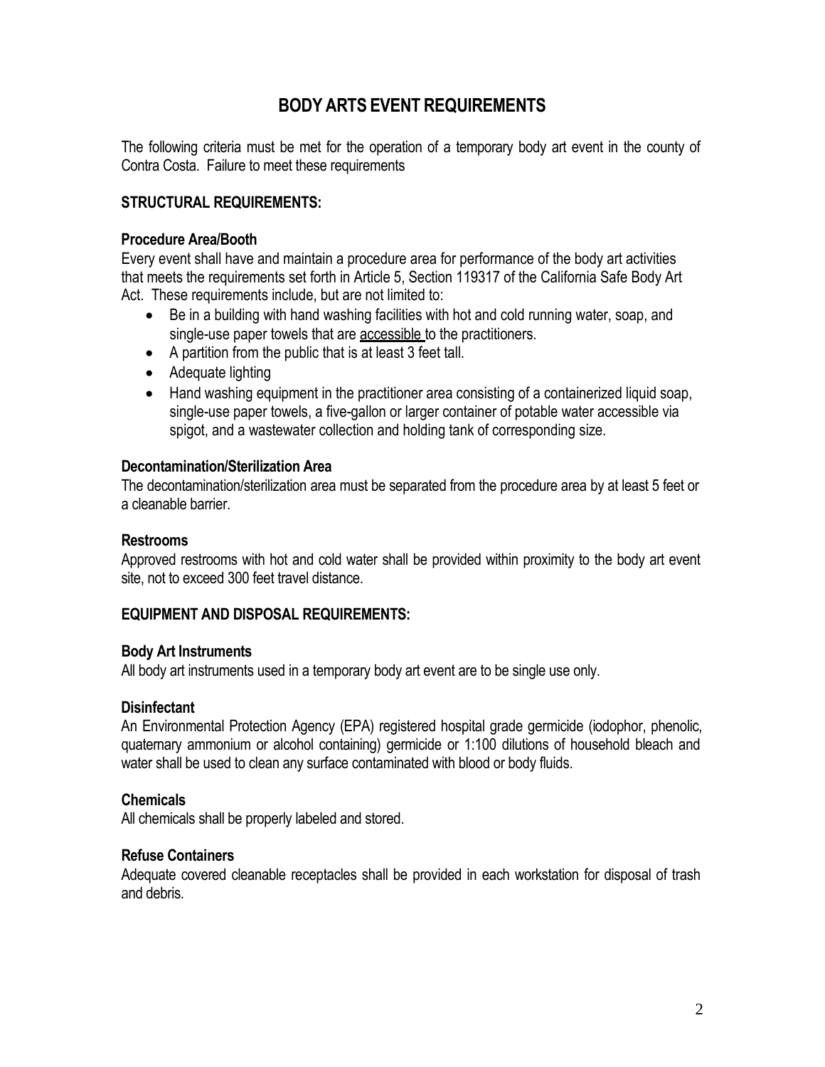# BODY ARTS EVENT REQUIREMENTS

The following criteria must be met for the operation of a temporary body art event in the county of Contra Costa. Failure to meet these requirements

## STRUCTURAL REQUIREMENTS:

### Procedure Area/Booth

Every event shall have and maintain a procedure area for performance of the body art activities that meets the requirements set forth in Article 5, Section 119317 of the California Safe Body Art Act. These requirements include, but are not limited to:

- Be in a building with hand washing facilities with hot and cold running water, soap, and single-use paper towels that are accessible to the practitioners.
- A partition from the public that is at least 3 feet tall.
- Adequate lighting
- Hand washing equipment in the practitioner area consisting of a containerized liquid soap, single-use paper towels, a five-gallon or larger container of potable water accessible via spigot, and a wastewater collection and holding tank of corresponding size.

### Decontamination/Sterilization Area

The decontamination/sterilization area must be separated from the procedure area by at least 5 feet or a cleanable barrier.

### Restrooms

Approved restrooms with hot and cold water shall be provided within proximity to the body art event site, not to exceed 300 feet travel distance.

## EQUIPMENT AND DISPOSAL REQUIREMENTS:

### Body Art Instruments

All body art instruments used in a temporary body art event are to be single use only.

### Disinfectant

An Environmental Protection Agency (EPA) registered hospital grade germicide (iodophor, phenolic, quaternary ammonium or alcohol containing) germicide or 1:100 dilutions of household bleach and water shall be used to clean any surface contaminated with blood or body fluids.

### Chemicals

All chemicals shall be properly labeled and stored.

### Refuse Containers

Adequate covered cleanable receptacles shall be provided in each workstation for disposal of trash and debris.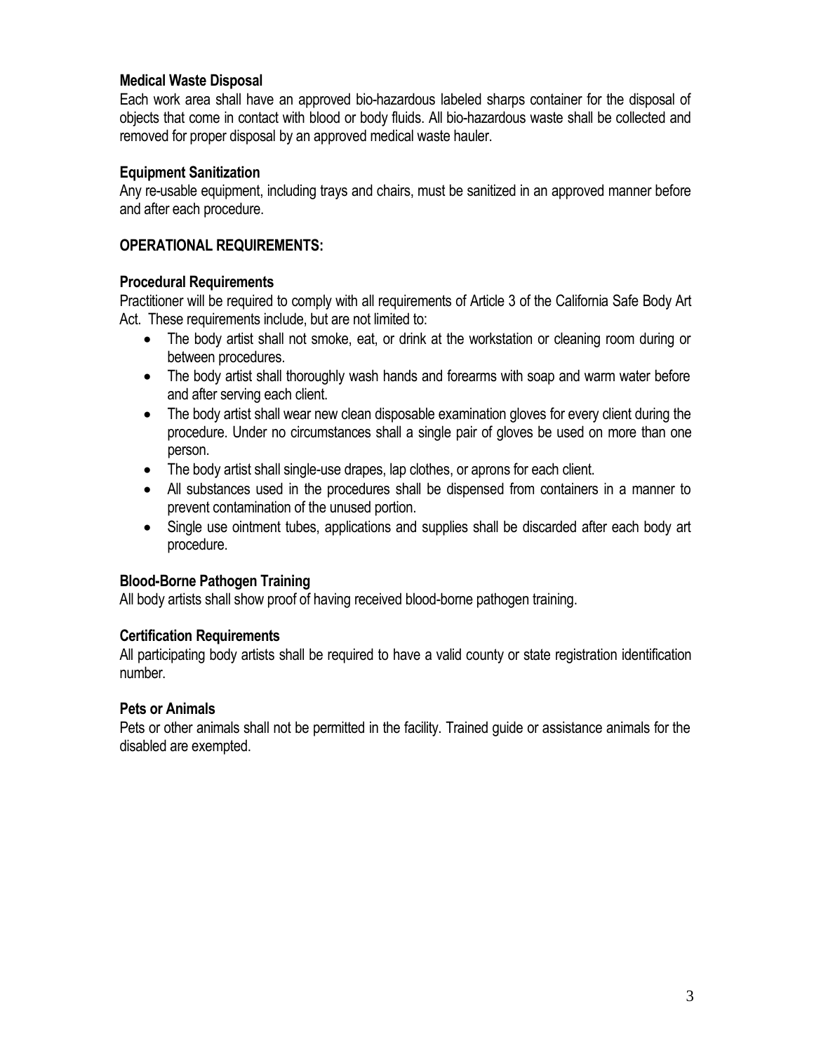**Medical Waste Disposal**

Each work area shall have an approved bio-hazardous labeled sharps container for the disposal of objects that come in contact with blood or body fluids. All bio-hazardous waste shall be collected and removed for proper disposal by an approved medical waste hauler.

**Equipment Sanitization**

Any re-usable equipment, including trays and chairs, must be sanitized in an approved manner before and after each procedure.

**OPERATIONAL REQUIREMENTS:**

**Procedural Requirements**

Practitioner will be required to comply with all requirements of Article 3 of the California Safe Body Art Act. These requirements include, but are not limited to:

- The body artist shall not smoke, eat, or drink at the workstation or cleaning room during or between procedures.
- The body artist shall thoroughly wash hands and forearms with soap and warm water before and after serving each client.
- The body artist shall wear new clean disposable examination gloves for every client during the procedure. Under no circumstances shall a single pair of gloves be used on more than one person.
- The body artist shall single-use drapes, lap clothes, or aprons for each client.
- All substances used in the procedures shall be dispensed from containers in a manner to prevent contamination of the unused portion.
- Single use ointment tubes, applications and supplies shall be discarded after each body art procedure.

**Blood-Borne Pathogen Training**

All body artists shall show proof of having received blood-borne pathogen training.

**Certification Requirements**

All participating body artists shall be required to have a valid county or state registration identification number.

**Pets or Animals**

Pets or other animals shall not be permitted in the facility. Trained guide or assistance animals for the disabled are exempted.